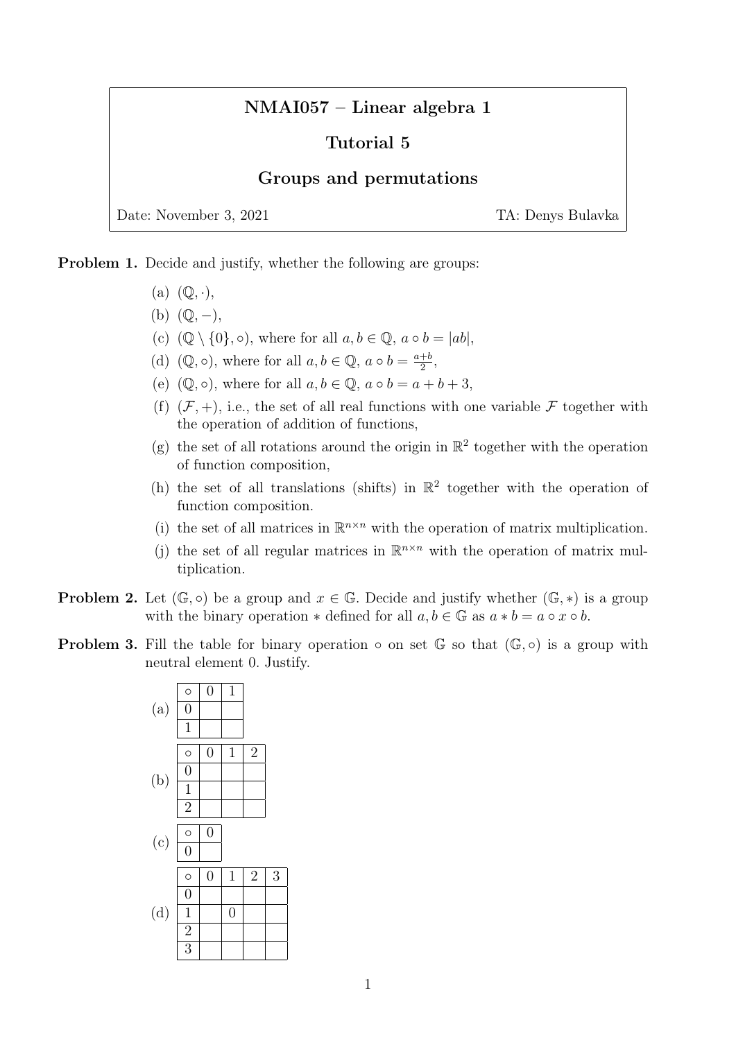# NMAI057 – Linear algebra 1

## Tutorial 5

## Groups and permutations

Date: November 3, 2021 TA: Denys Bulavka

**Problem 1.** Decide and justify, whether the following are groups:

(a) $(\mathbb{Q}, \cdot)$,

(b) $(\mathbb{Q}, -)$,

(c) $(\mathbb{Q} \setminus \{0\}, \circ)$, where for all $a, b \in \mathbb{Q}$, $a \circ b = |ab|$,

(d) $(\mathbb{Q}, \circ)$, where for all $a, b \in \mathbb{Q}$, $a \circ b = \frac{a+b}{2}$,

(e) $(\mathbb{Q}, \circ)$, where for all $a, b \in \mathbb{Q}$, $a \circ b = a + b + 3$,

(f) $(\mathcal{F}, +)$, i.e., the set of all real functions with one variable $\mathcal{F}$ together with the operation of addition of functions,

(g) the set of all rotations around the origin in $\mathbb{R}^2$ together with the operation of function composition,

(h) the set of all translations (shifts) in $\mathbb{R}^2$ together with the operation of function composition.

(i) the set of all matrices in $\mathbb{R}^{n \times n}$ with the operation of matrix multiplication.

(j) the set of all regular matrices in $\mathbb{R}^{n \times n}$ with the operation of matrix multiplication.

**Problem 2.** Let $(\mathbb{G}, \circ)$ be a group and $x \in \mathbb{G}$. Decide and justify whether $(\mathbb{G}, *)$ is a group with the binary operation $*$ defined for all $a, b \in \mathbb{G}$ as $a * b = a \circ x \circ b$.

**Problem 3.** Fill the table for binary operation $\circ$ on set $\mathbb{G}$ so that $(\mathbb{G}, \circ)$ is a group with neutral element 0. Justify.

(a)

| $\circ$ | 0 | 1 |
|---|---|---|
| 0 | | |
| 1 | | |

(b)

| $\circ$ | 0 | 1 | 2 |
|---|---|---|---|
| 0 | | | |
| 1 | | | |
| 2 | | | |

(c)

| $\circ$ | 0 |
|---|---|
| 0 | |

(d)

| $\circ$ | 0 | 1 | 2 | 3 |
|---|---|---|---|---|
| 0 | | | | |
| 1 | | 0 | | |
| 2 | | | | |
| 3 | | | | |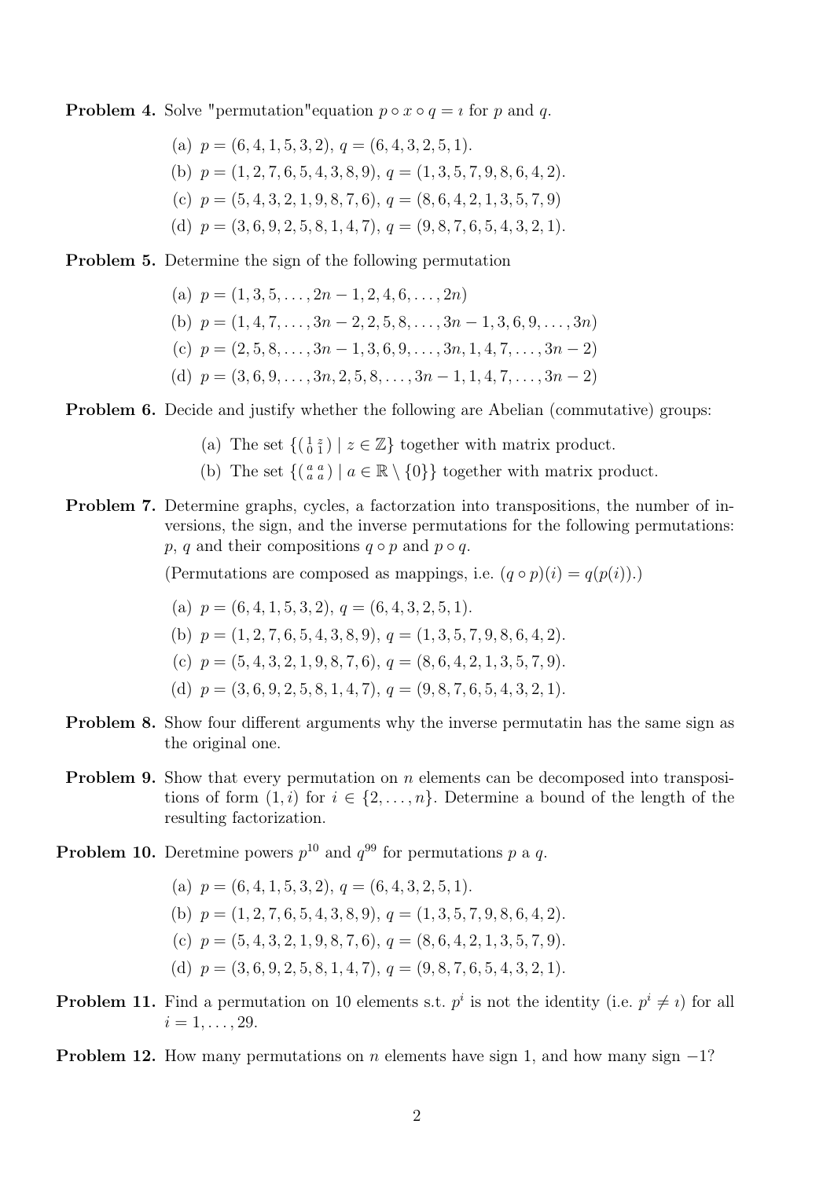**Problem 4.** Solve "permutation"equation $p \circ x \circ q = \imath$ for $p$ and $q$.

(a) $p = (6, 4, 1, 5, 3, 2)$, $q = (6, 4, 3, 2, 5, 1)$.

(b) $p = (1, 2, 7, 6, 5, 4, 3, 8, 9)$, $q = (1, 3, 5, 7, 9, 8, 6, 4, 2)$.

(c) $p = (5, 4, 3, 2, 1, 9, 8, 7, 6)$, $q = (8, 6, 4, 2, 1, 3, 5, 7, 9)$

(d) $p = (3, 6, 9, 2, 5, 8, 1, 4, 7)$, $q = (9, 8, 7, 6, 5, 4, 3, 2, 1)$.

**Problem 5.** Determine the sign of the following permutation

(a) $p = (1, 3, 5, \ldots, 2n-1, 2, 4, 6, \ldots, 2n)$

(b) $p = (1, 4, 7, \ldots, 3n-2, 2, 5, 8, \ldots, 3n-1, 3, 6, 9, \ldots, 3n)$

(c) $p = (2, 5, 8, \ldots, 3n-1, 3, 6, 9, \ldots, 3n, 1, 4, 7, \ldots, 3n-2)$

(d) $p = (3, 6, 9, \ldots, 3n, 2, 5, 8, \ldots, 3n-1, 1, 4, 7, \ldots, 3n-2)$

**Problem 6.** Decide and justify whether the following are Abelian (commutative) groups:

(a) The set $\{\left(\begin{smallmatrix} 1 & z \\ 0 & 1 \end{smallmatrix}\right) \mid z \in \mathbb{Z}\}$ together with matrix product.

(b) The set $\{\left(\begin{smallmatrix} a & a \\ a & a \end{smallmatrix}\right) \mid a \in \mathbb{R} \setminus \{0\}\}$ together with matrix product.

**Problem 7.** Determine graphs, cycles, a factorzation into transpositions, the number of inversions, the sign, and the inverse permutations for the following permutations: $p$, $q$ and their compositions $q \circ p$ and $p \circ q$.

(Permutations are composed as mappings, i.e. $(q \circ p)(i) = q(p(i))$.)

(a) $p = (6, 4, 1, 5, 3, 2)$, $q = (6, 4, 3, 2, 5, 1)$.

(b) $p = (1, 2, 7, 6, 5, 4, 3, 8, 9)$, $q = (1, 3, 5, 7, 9, 8, 6, 4, 2)$.

(c) $p = (5, 4, 3, 2, 1, 9, 8, 7, 6)$, $q = (8, 6, 4, 2, 1, 3, 5, 7, 9)$.

(d) $p = (3, 6, 9, 2, 5, 8, 1, 4, 7)$, $q = (9, 8, 7, 6, 5, 4, 3, 2, 1)$.

**Problem 8.** Show four different arguments why the inverse permutatin has the same sign as the original one.

**Problem 9.** Show that every permutation on $n$ elements can be decomposed into transpositions of form $(1, i)$ for $i \in \{2, \ldots, n\}$. Determine a bound of the length of the resulting factorization.

**Problem 10.** Deretmine powers $p^{10}$ and $q^{99}$ for permutations $p$ a $q$.

(a) $p = (6, 4, 1, 5, 3, 2)$, $q = (6, 4, 3, 2, 5, 1)$.

(b) $p = (1, 2, 7, 6, 5, 4, 3, 8, 9)$, $q = (1, 3, 5, 7, 9, 8, 6, 4, 2)$.

(c) $p = (5, 4, 3, 2, 1, 9, 8, 7, 6)$, $q = (8, 6, 4, 2, 1, 3, 5, 7, 9)$.

(d) $p = (3, 6, 9, 2, 5, 8, 1, 4, 7)$, $q = (9, 8, 7, 6, 5, 4, 3, 2, 1)$.

**Problem 11.** Find a permutation on 10 elements s.t. $p^i$ is not the identity (i.e. $p^i \neq \imath$) for all $i = 1, \ldots, 29$.

**Problem 12.** How many permutations on $n$ elements have sign 1, and how many sign $-1$?